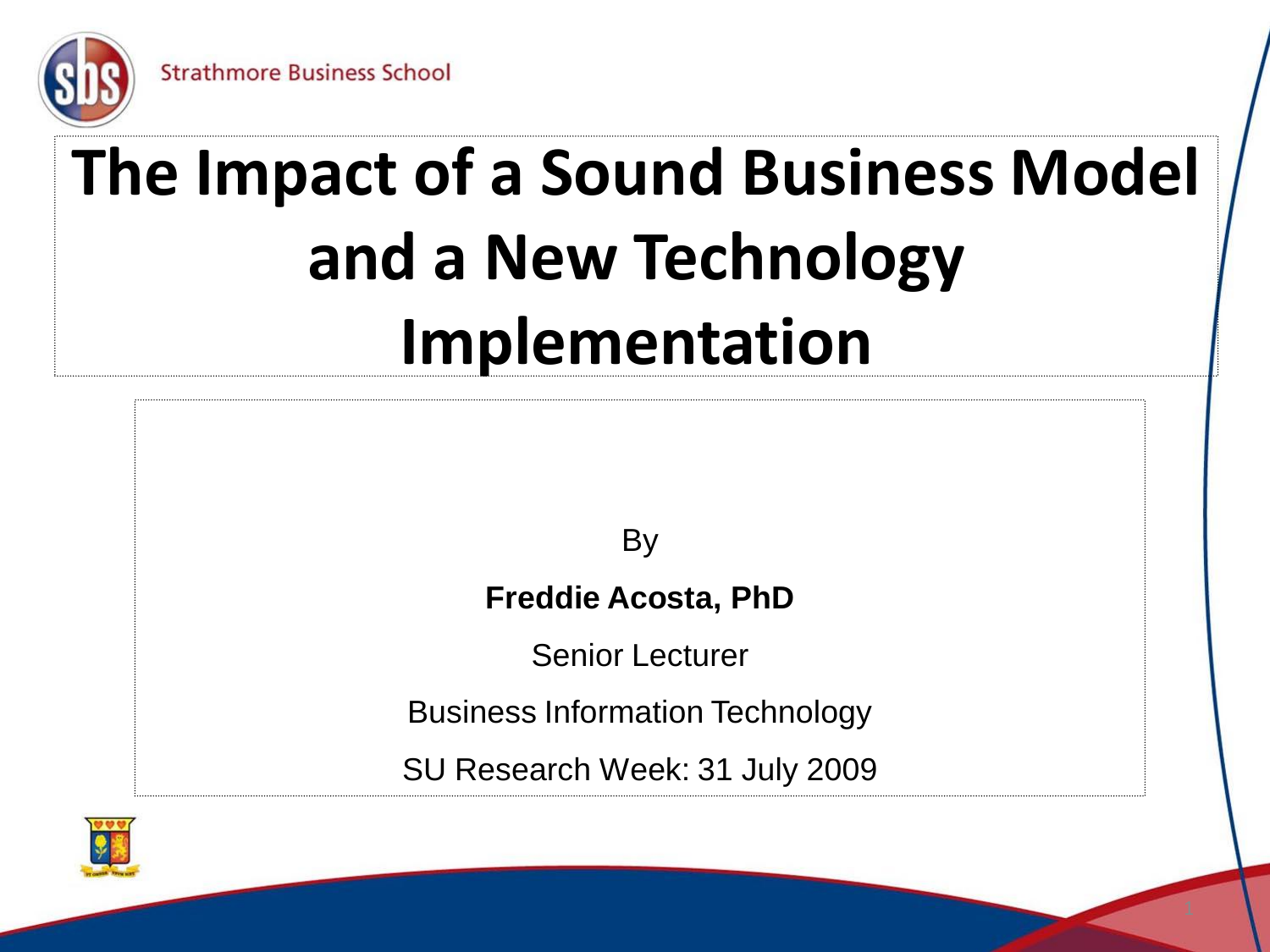Strathmore Business School

# The Impact of a Sound Business Model and a New Technology Implementation

By

**Freddie Acosta, PhD**

Senior Lecturer

Business Information Technology

SU Research Week: 31 July 2009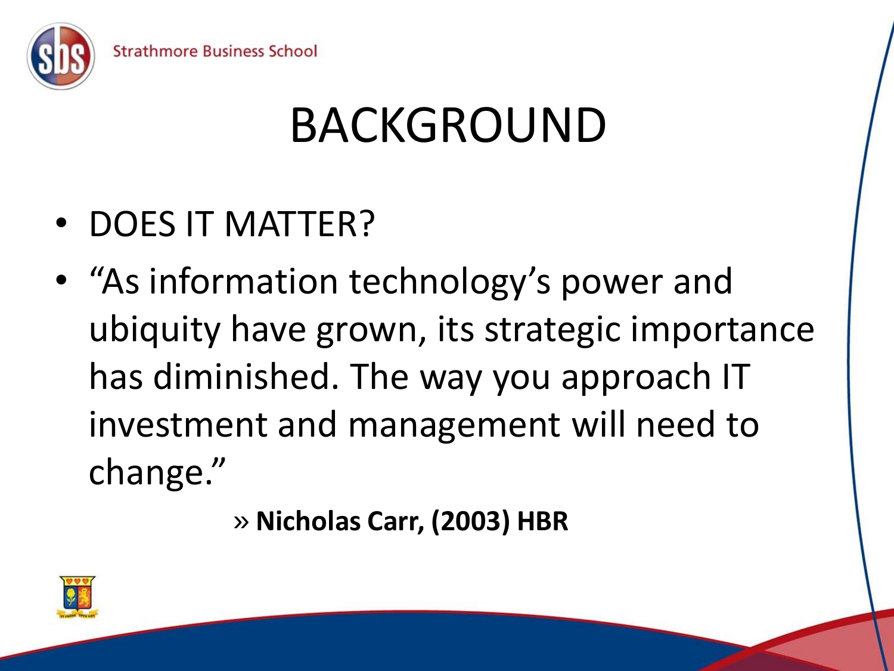# BACKGROUND

- DOES IT MATTER?
- "As information technology's power and ubiquity have grown, its strategic importance has diminished. The way you approach IT investment and management will need to change."
  - » **Nicholas Carr, (2003) HBR**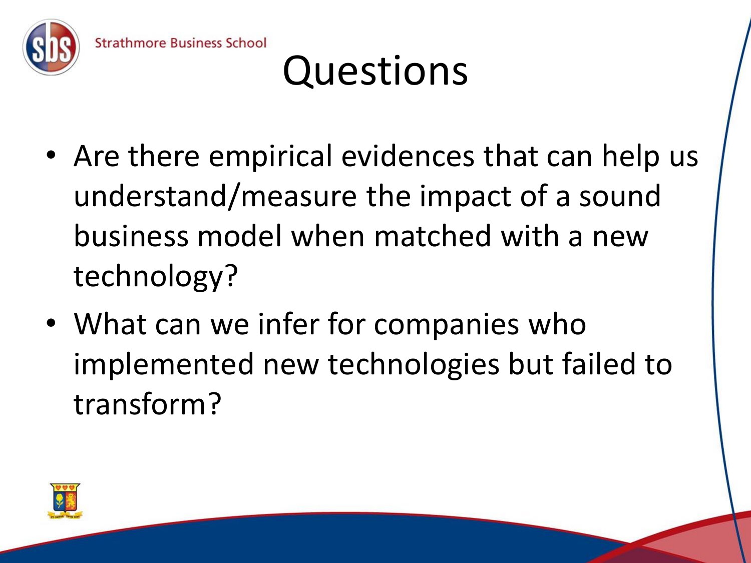# Questions

- Are there empirical evidences that can help us understand/measure the impact of a sound business model when matched with a new technology?
- What can we infer for companies who implemented new technologies but failed to transform?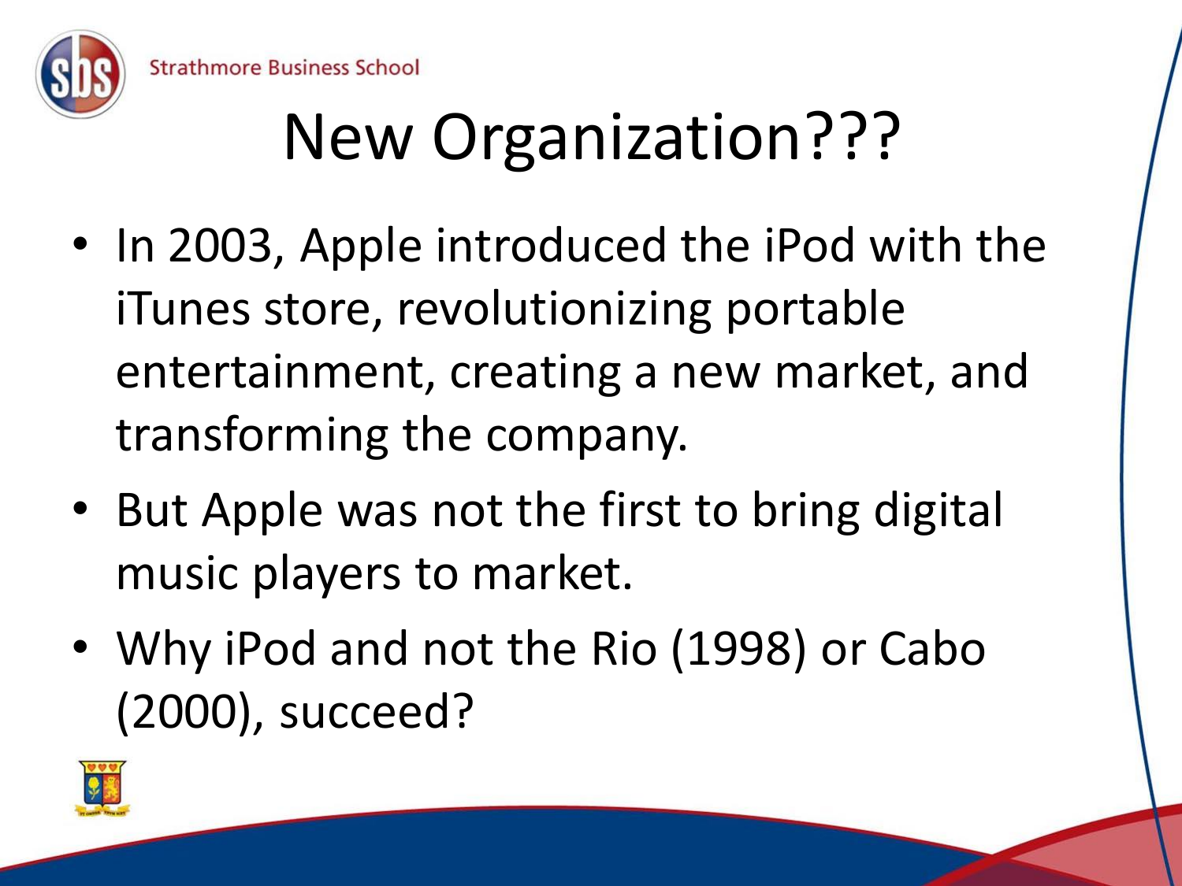# New Organization???

- In 2003, Apple introduced the iPod with the iTunes store, revolutionizing portable entertainment, creating a new market, and transforming the company.
- But Apple was not the first to bring digital music players to market.
- Why iPod and not the Rio (1998) or Cabo (2000), succeed?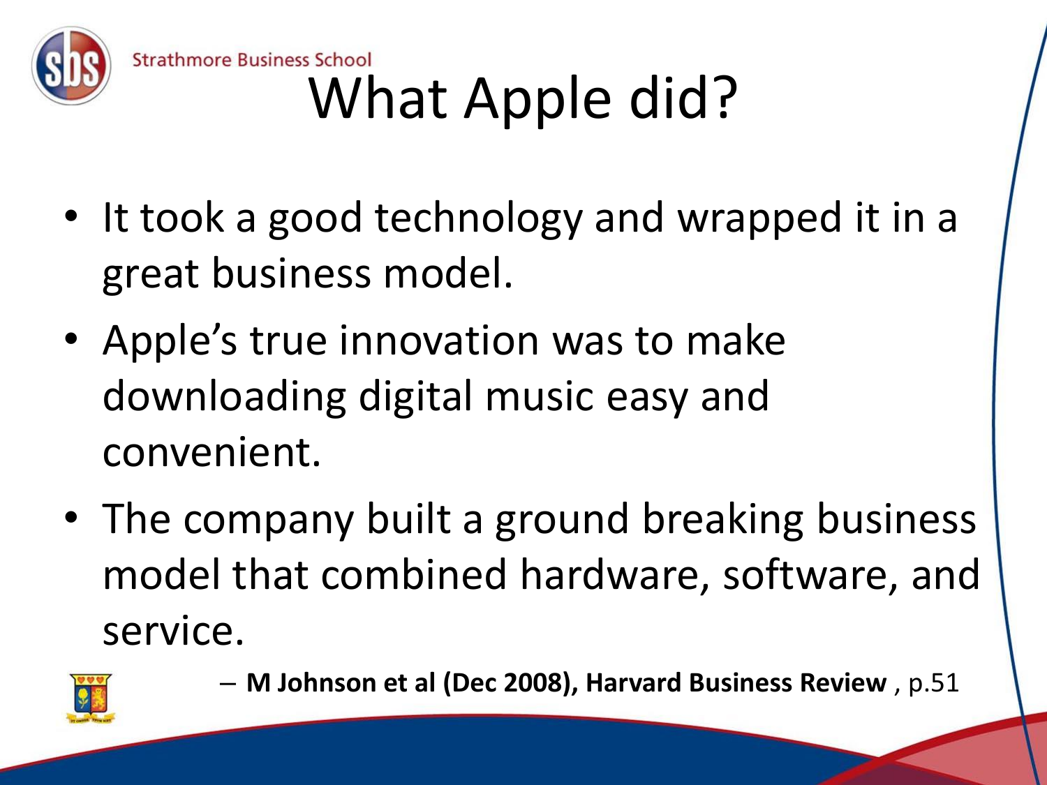# What Apple did?

- It took a good technology and wrapped it in a great business model.
- Apple's true innovation was to make downloading digital music easy and convenient.
- The company built a ground breaking business model that combined hardware, software, and service.
  - **M Johnson et al (Dec 2008), Harvard Business Review** , p.51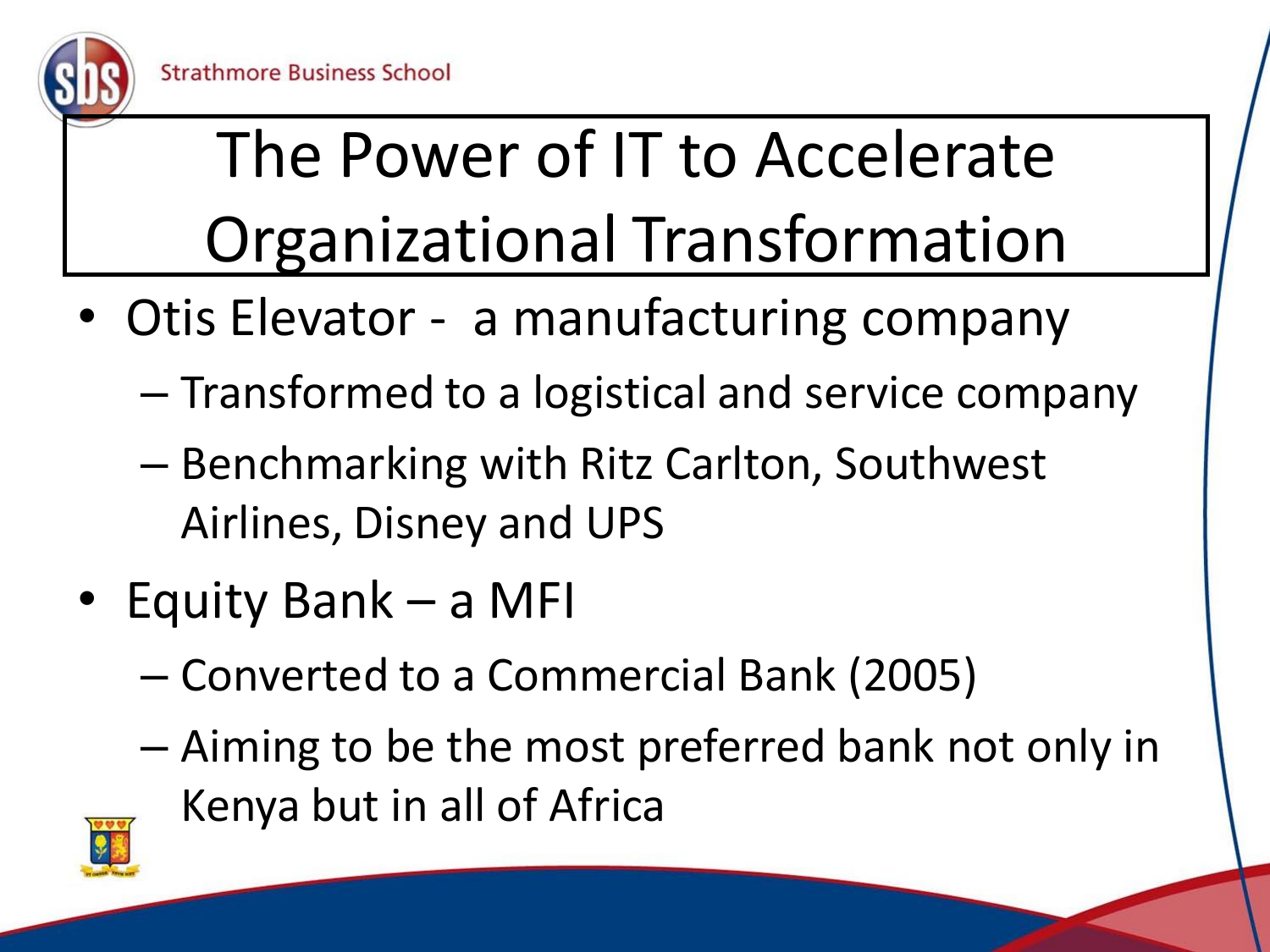# The Power of IT to Accelerate Organizational Transformation

- Otis Elevator - a manufacturing company
  - Transformed to a logistical and service company
  - Benchmarking with Ritz Carlton, Southwest Airlines, Disney and UPS
- Equity Bank – a MFI
  - Converted to a Commercial Bank (2005)
  - Aiming to be the most preferred bank not only in Kenya but in all of Africa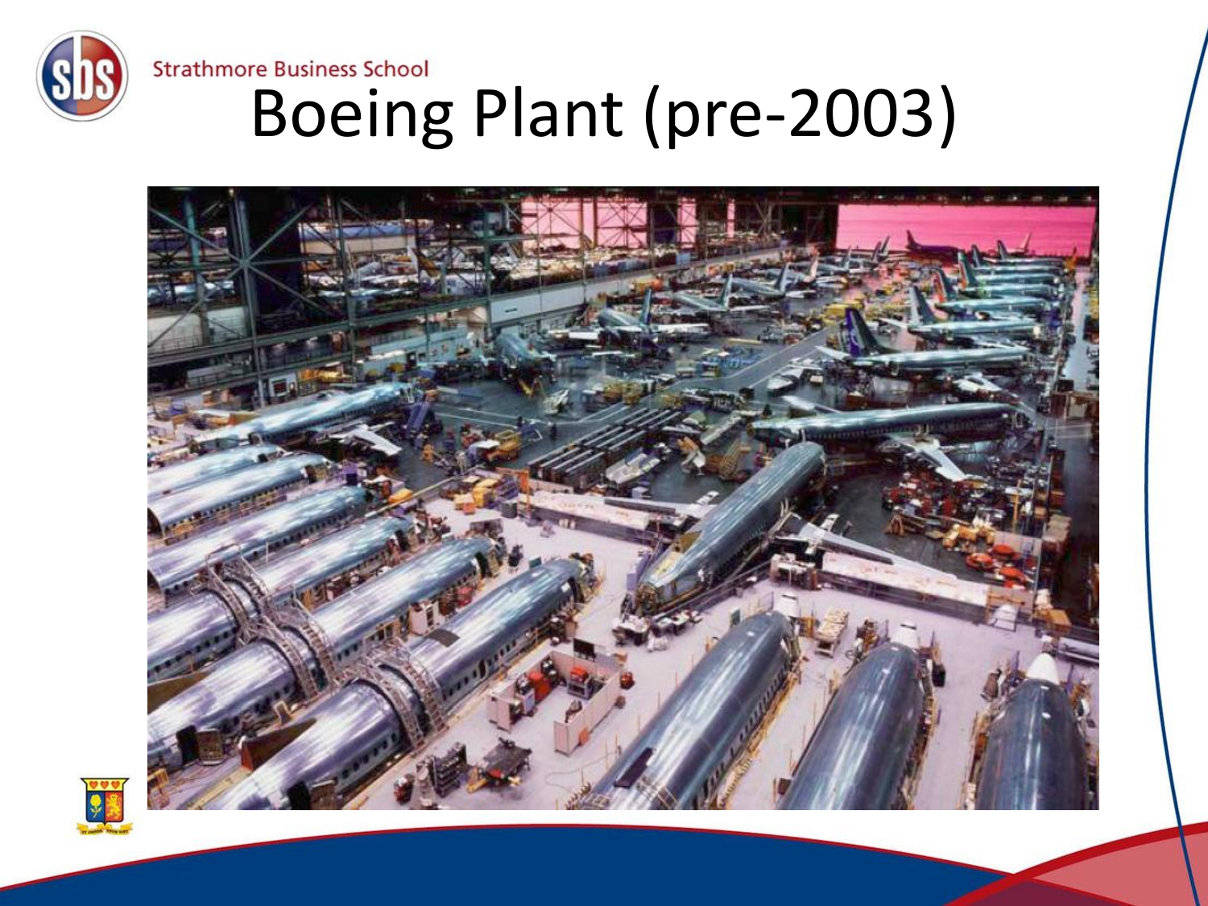# Boeing Plant (pre-2003)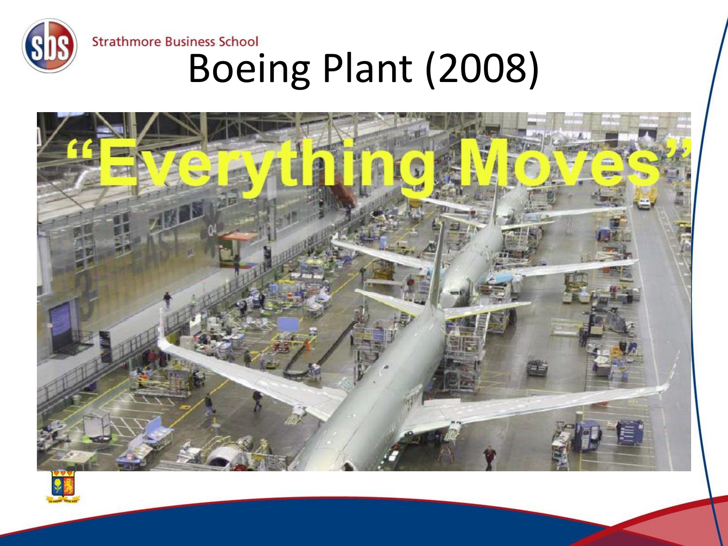# Boeing Plant (2008)

"Everything Moves"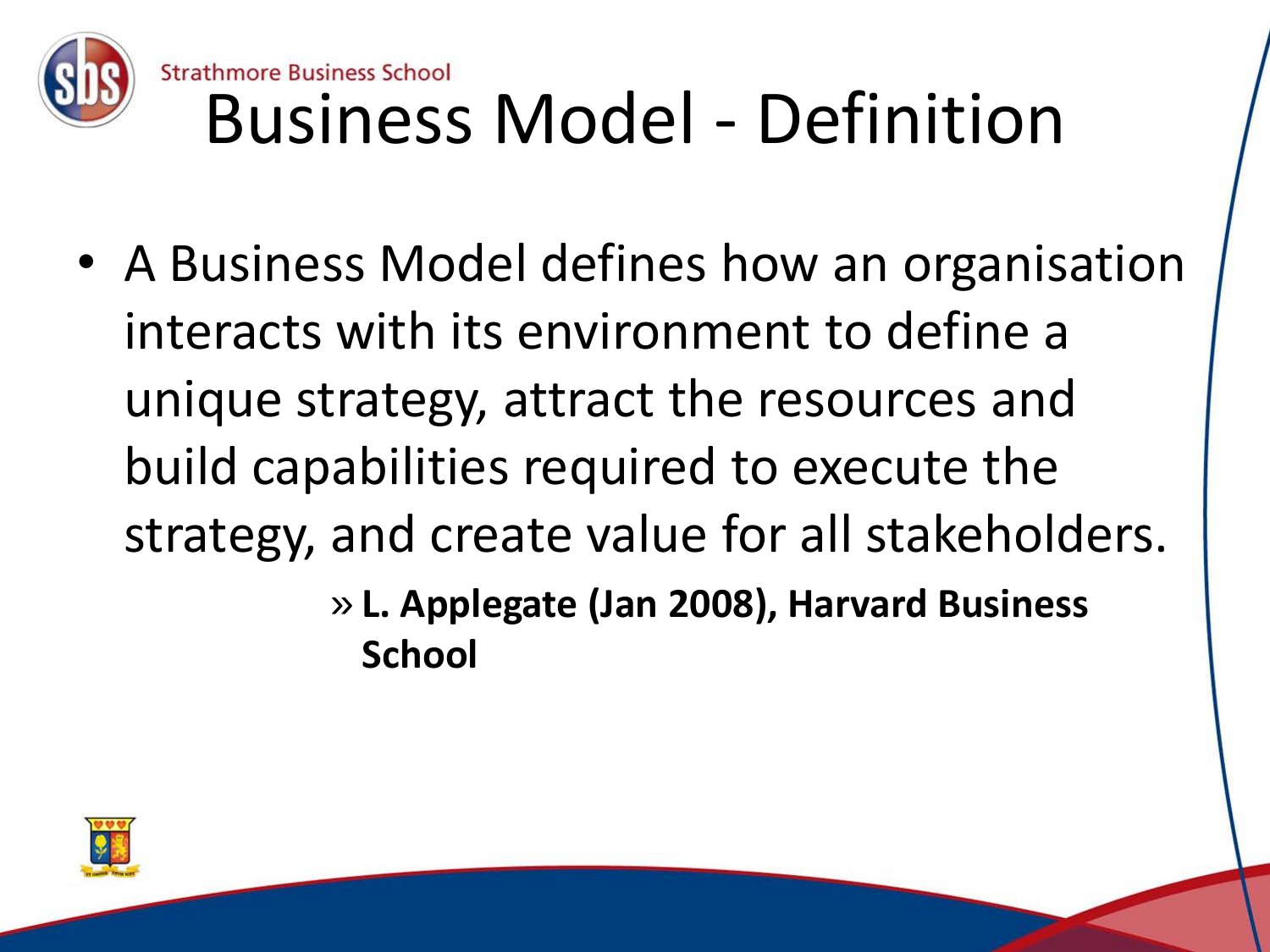# Business Model - Definition

- A Business Model defines how an organisation interacts with its environment to define a unique strategy, attract the resources and build capabilities required to execute the strategy, and create value for all stakeholders.
  - » **L. Applegate (Jan 2008), Harvard Business School**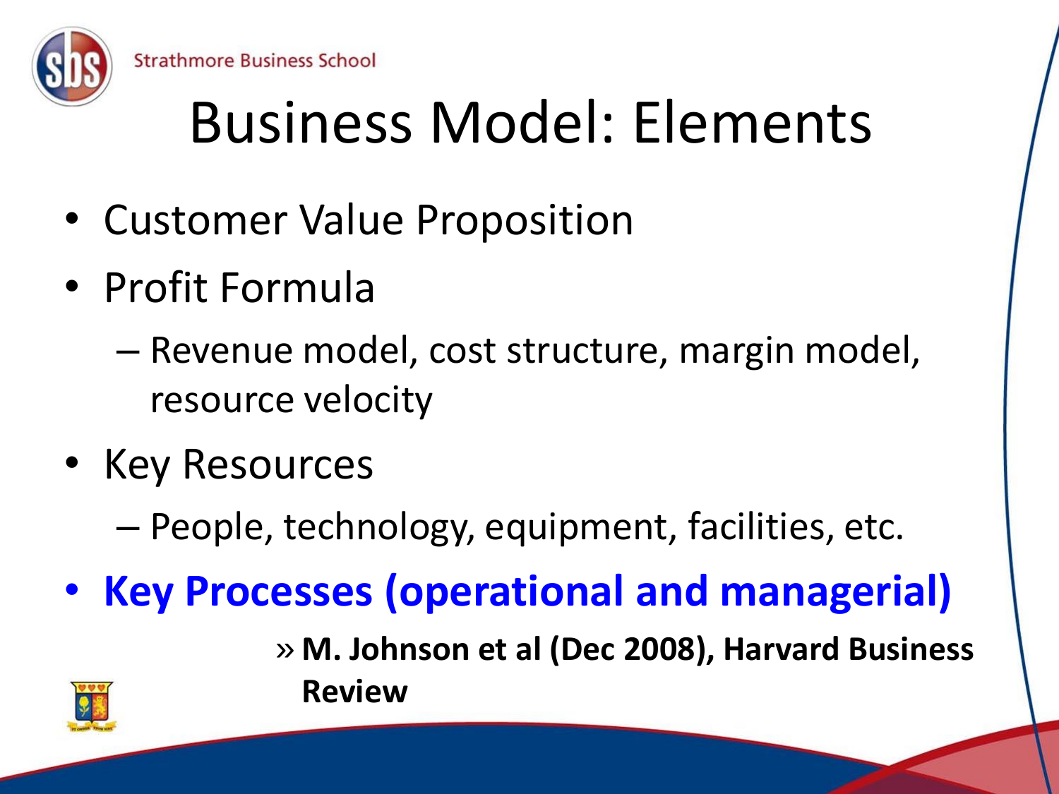# Business Model: Elements

- Customer Value Proposition
- Profit Formula
  - Revenue model, cost structure, margin model, resource velocity
- Key Resources
  - People, technology, equipment, facilities, etc.
- **Key Processes (operational and managerial)**

» **M. Johnson et al (Dec 2008), Harvard Business Review**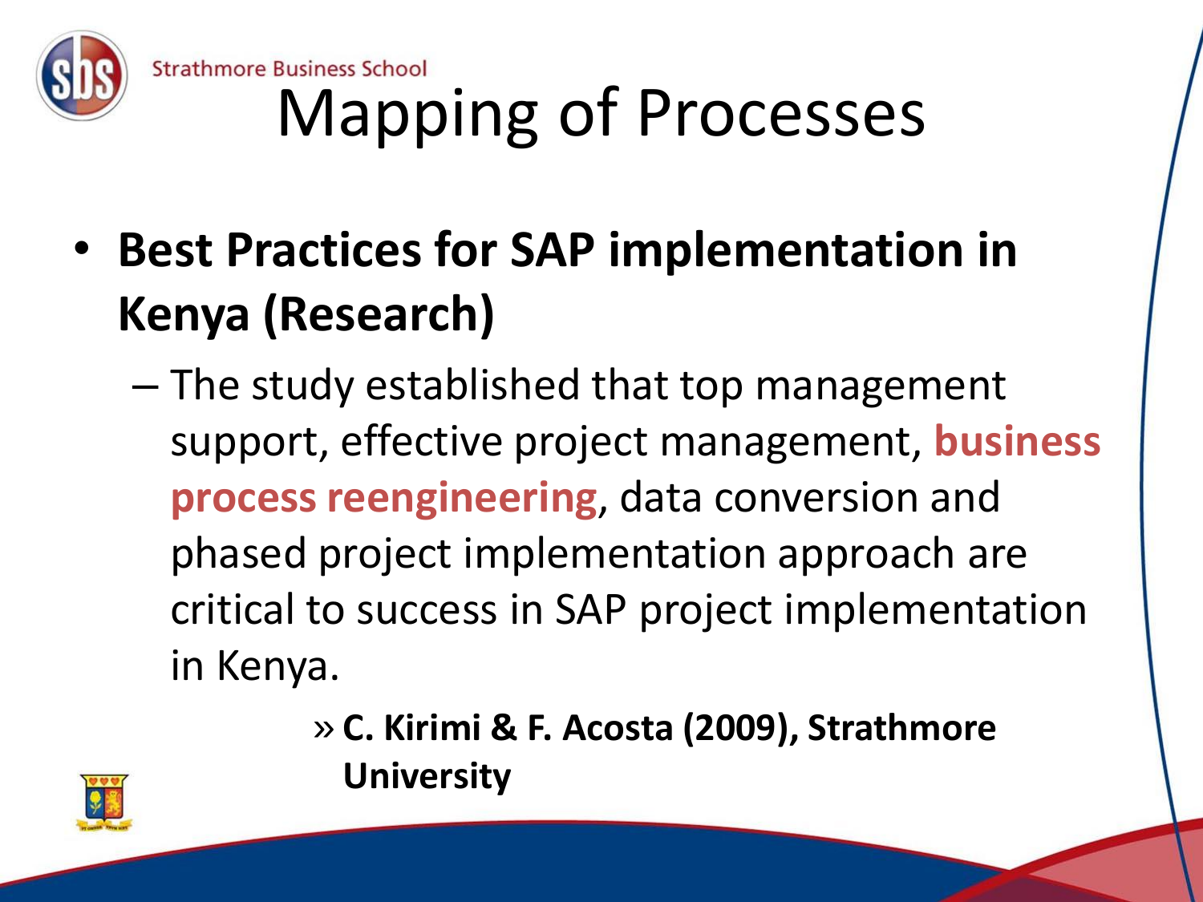# Mapping of Processes

- **Best Practices for SAP implementation in Kenya (Research)**
  - The study established that top management support, effective project management, **business process reengineering**, data conversion and phased project implementation approach are critical to success in SAP project implementation in Kenya.
    - » **C. Kirimi & F. Acosta (2009), Strathmore University**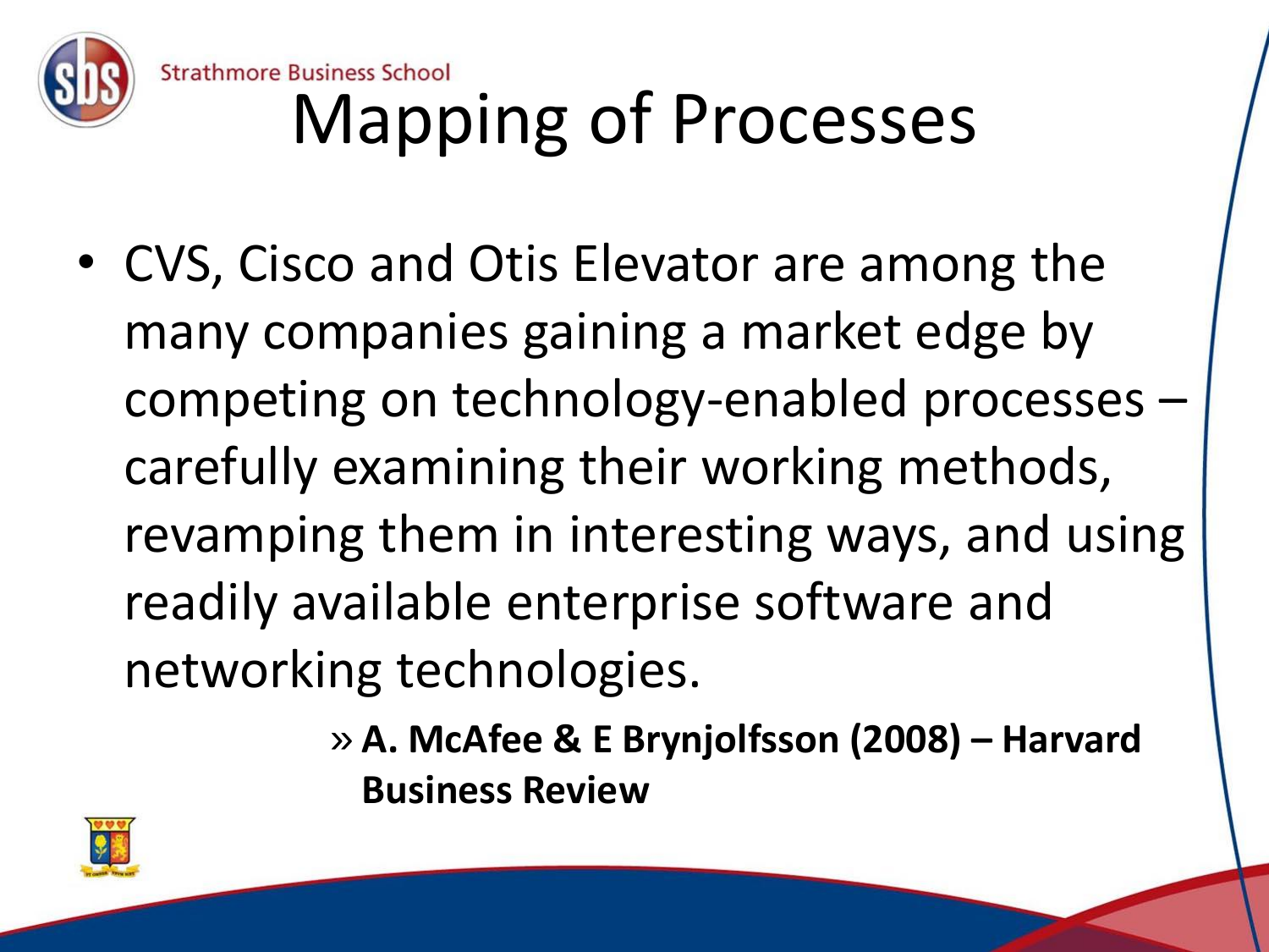# Mapping of Processes

- CVS, Cisco and Otis Elevator are among the many companies gaining a market edge by competing on technology-enabled processes – carefully examining their working methods, revamping them in interesting ways, and using readily available enterprise software and networking technologies.
  - » **A. McAfee & E Brynjolfsson (2008) – Harvard Business Review**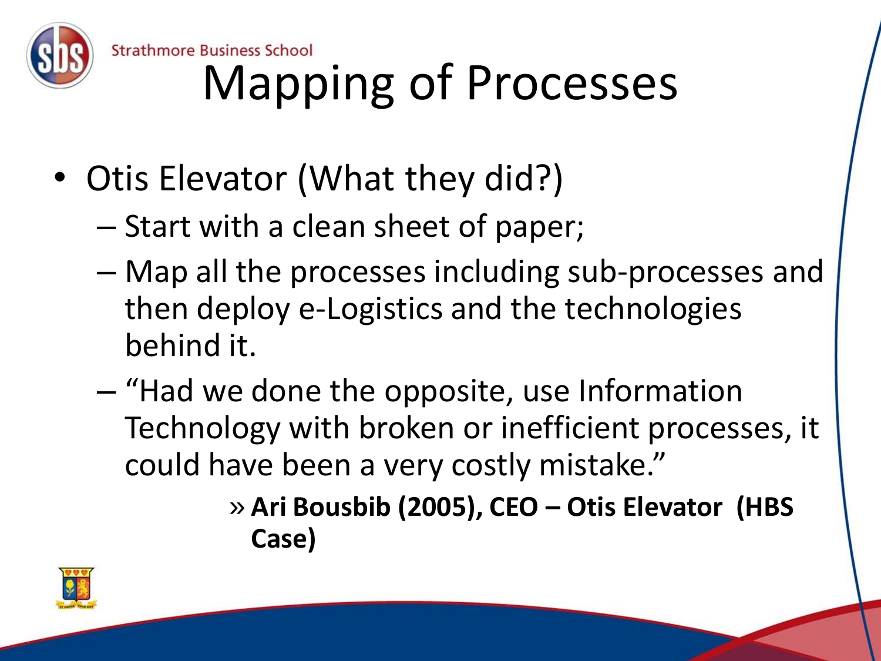# Mapping of Processes

- Otis Elevator (What they did?)
  - Start with a clean sheet of paper;
  - Map all the processes including sub-processes and then deploy e-Logistics and the technologies behind it.
  - "Had we done the opposite, use Information Technology with broken or inefficient processes, it could have been a very costly mistake."
    - » **Ari Bousbib (2005), CEO – Otis Elevator (HBS Case)**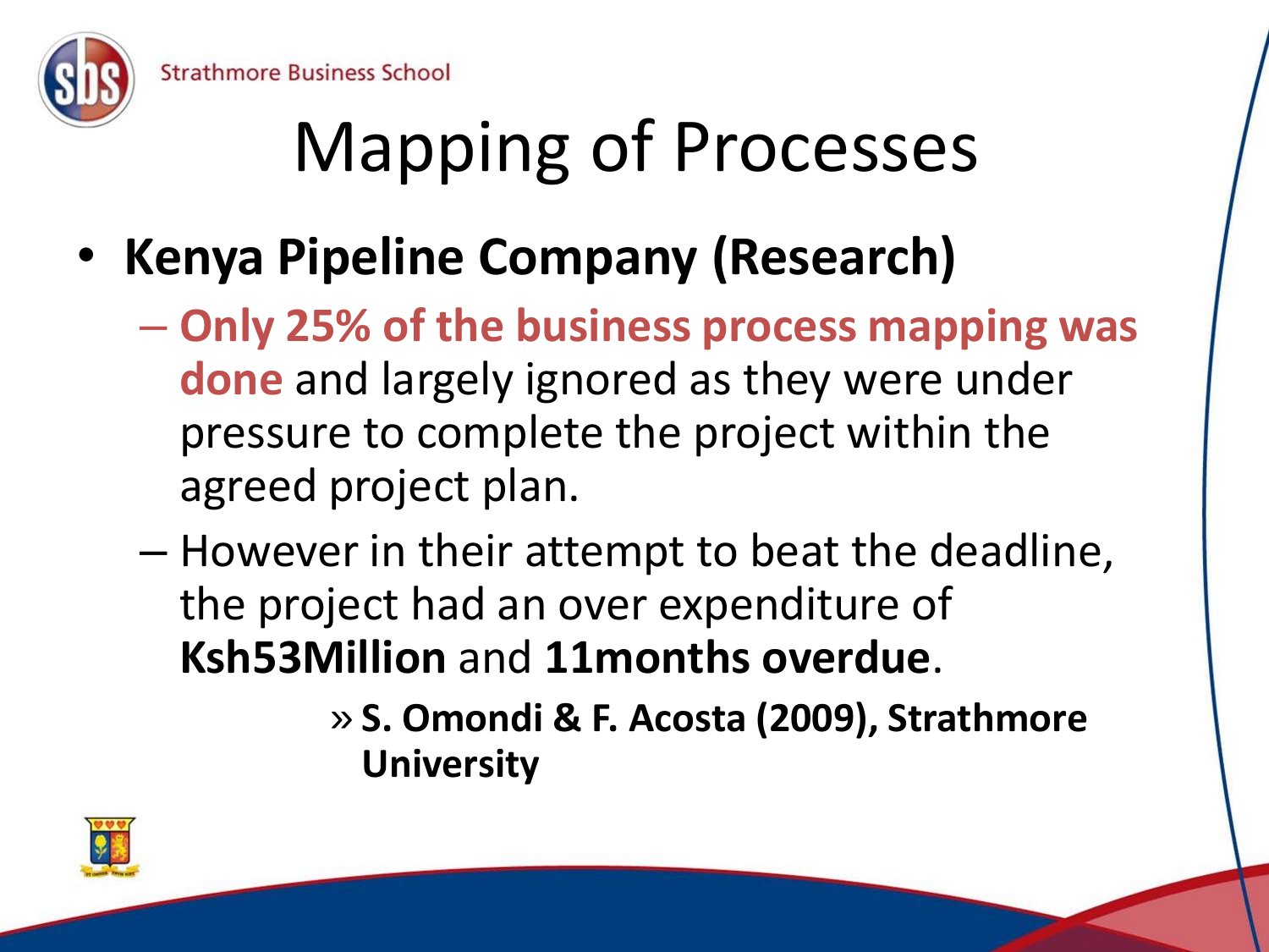# Mapping of Processes

- **Kenya Pipeline Company (Research)**
  - **Only 25% of the business process mapping was done** and largely ignored as they were under pressure to complete the project within the agreed project plan.
  - However in their attempt to beat the deadline, the project had an over expenditure of **Ksh53Million** and **11months overdue**.
    - » **S. Omondi & F. Acosta (2009), Strathmore University**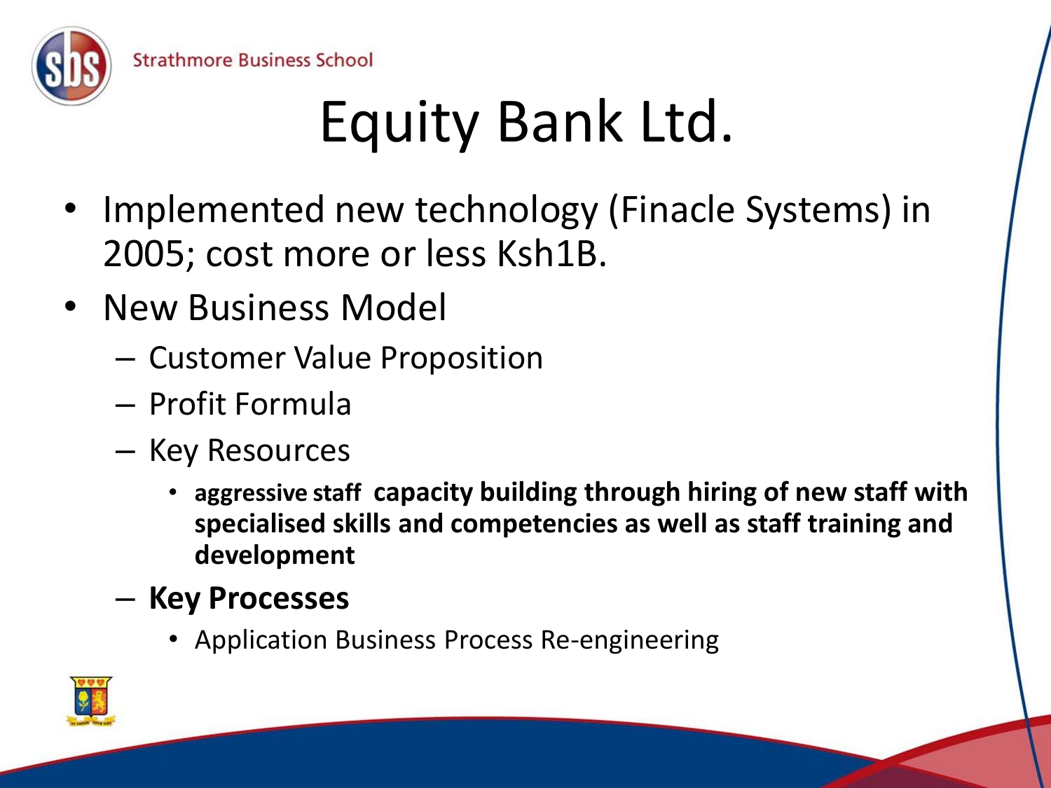# Equity Bank Ltd.

- Implemented new technology (Finacle Systems) in 2005; cost more or less Ksh1B.
- New Business Model
  - Customer Value Proposition
  - Profit Formula
  - Key Resources
    - **aggressive staff capacity building through hiring of new staff with specialised skills and competencies as well as staff training and development**
  - **Key Processes**
    - Application Business Process Re-engineering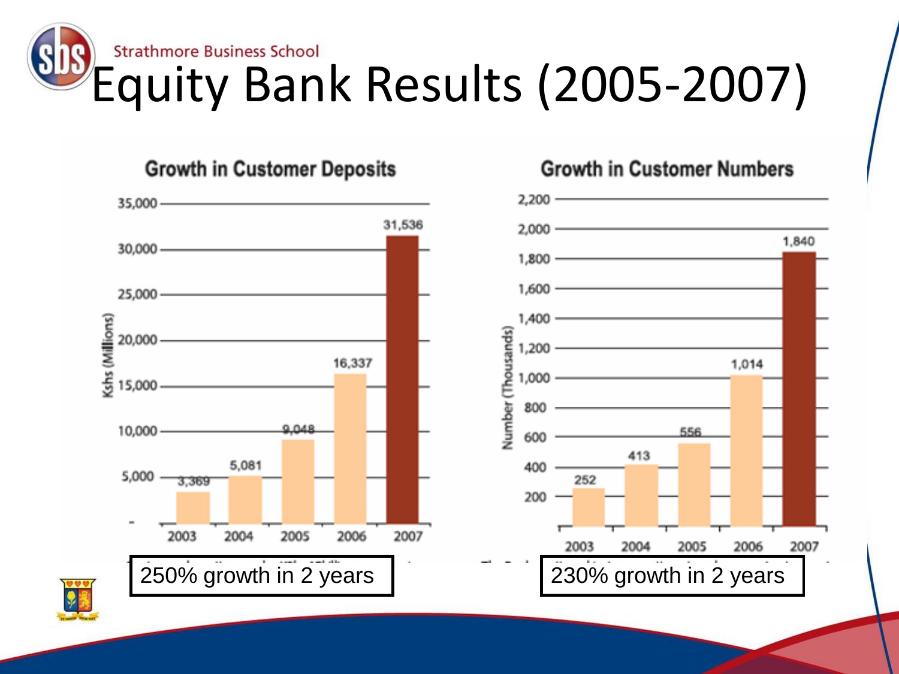# Equity Bank Results (2005-2007)

### Growth in Customer Deposits

| Year | Kshs (Millions) |
|---|---|
| 2003 | 3,369 |
| 2004 | 5,081 |
| 2005 | 9,048 |
| 2006 | 16,337 |
| 2007 | 31,536 |

250% growth in 2 years

### Growth in Customer Numbers

| Year | Number (Thousands) |
|---|---|
| 2003 | 252 |
| 2004 | 413 |
| 2005 | 556 |
| 2006 | 1,014 |
| 2007 | 1,840 |

230% growth in 2 years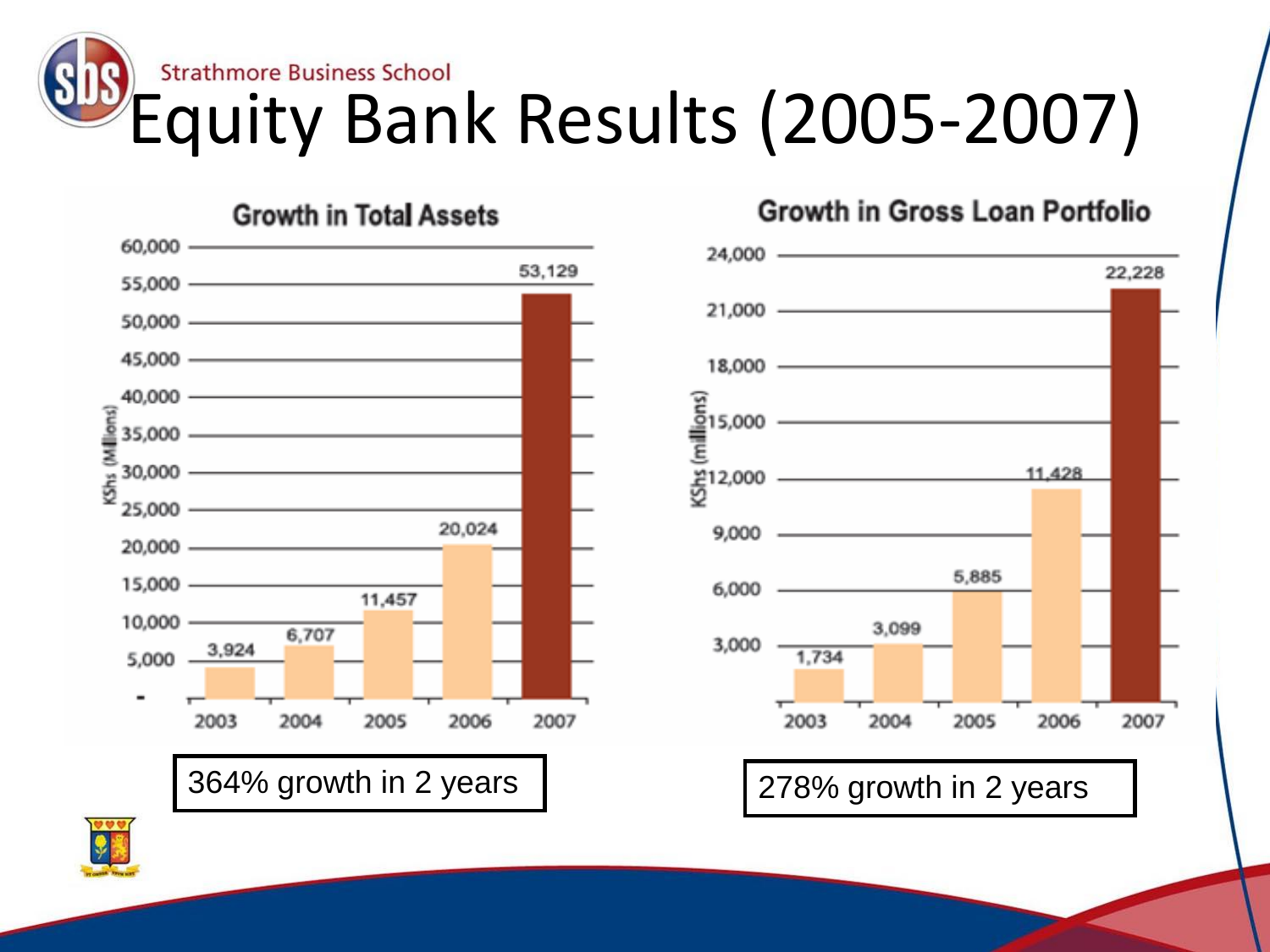# Equity Bank Results (2005-2007)

**Growth in Total Assets**

KShs (Millions)

| Year | Total Assets |
|---|---|
| 2003 | 3,924 |
| 2004 | 6,707 |
| 2005 | 11,457 |
| 2006 | 20,024 |
| 2007 | 53,129 |

364% growth in 2 years

**Growth in Gross Loan Portfolio**

KShs (millions)

| Year | Gross Loan Portfolio |
|---|---|
| 2003 | 1,734 |
| 2004 | 3,099 |
| 2005 | 5,885 |
| 2006 | 11,428 |
| 2007 | 22,228 |

278% growth in 2 years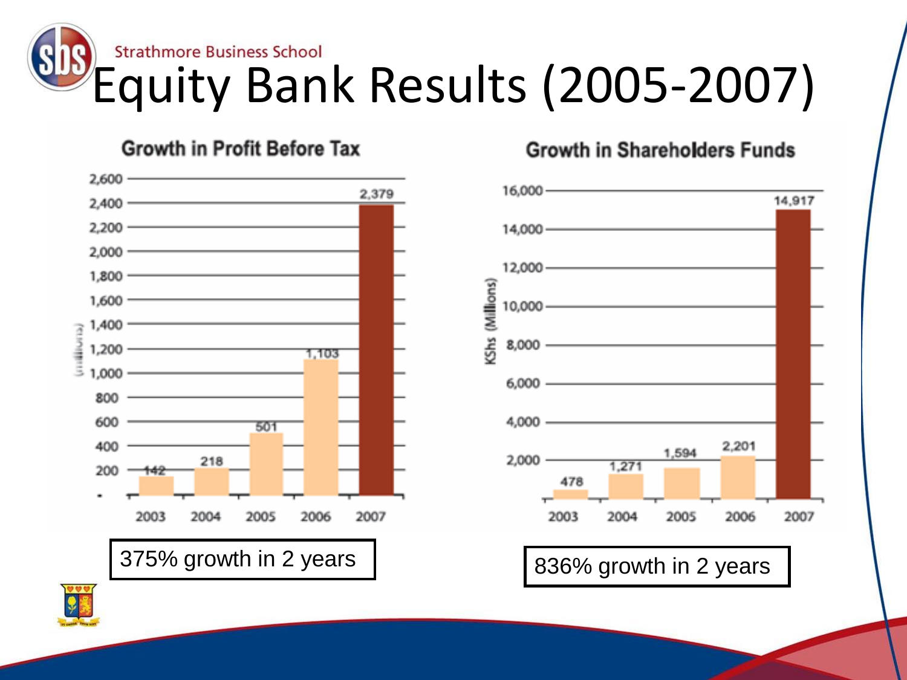# Equity Bank Results (2005-2007)

**Growth in Profit Before Tax** (millions)

| Year | Profit Before Tax |
|---|---|
| 2003 | 142 |
| 2004 | 218 |
| 2005 | 501 |
| 2006 | 1,103 |
| 2007 | 2,379 |

375% growth in 2 years

**Growth in Shareholders Funds** (KShs (Millions))

| Year | Shareholders Funds |
|---|---|
| 2003 | 478 |
| 2004 | 1,271 |
| 2005 | 1,594 |
| 2006 | 2,201 |
| 2007 | 14,917 |

836% growth in 2 years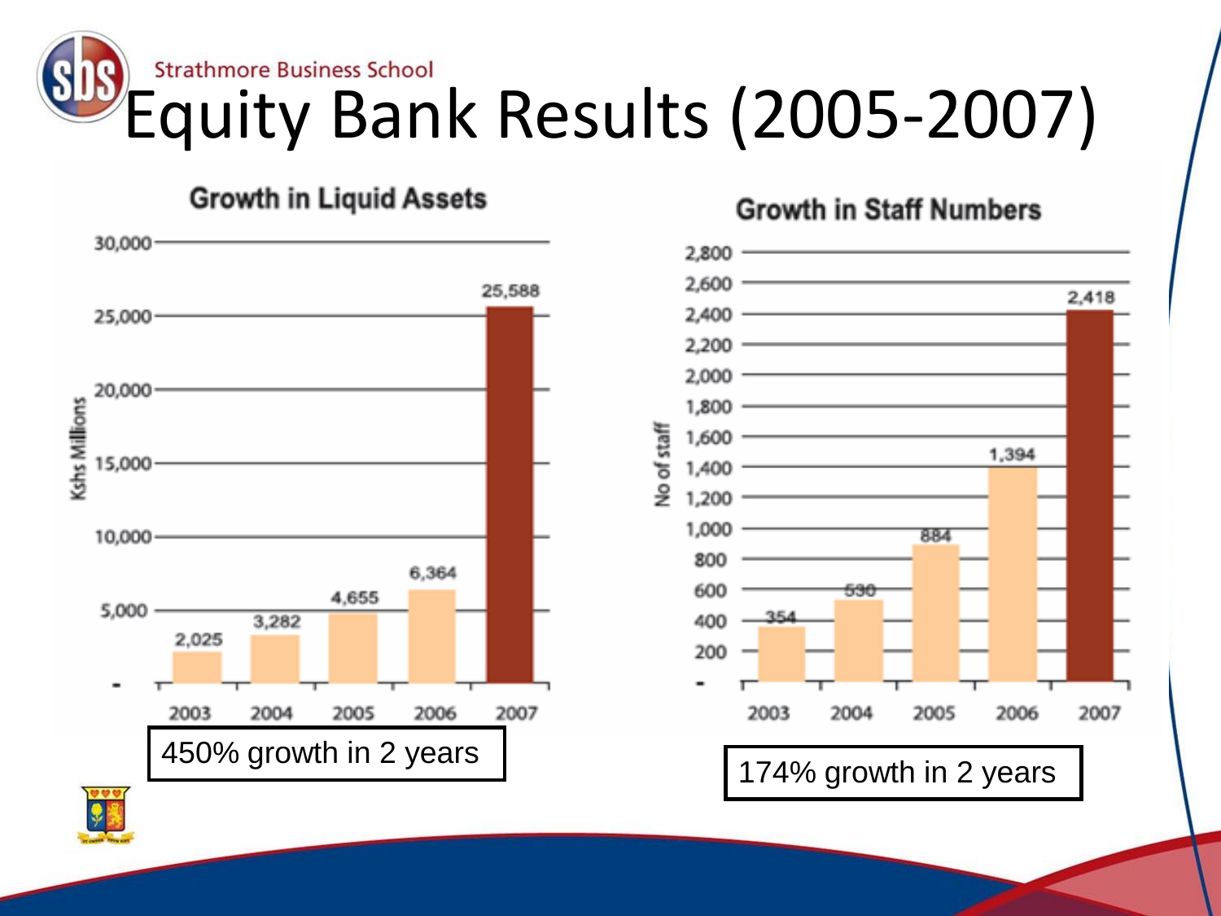# Equity Bank Results (2005-2007)

## Growth in Liquid Assets

| Year | Kshs Millions |
| --- | --- |
| 2003 | 2,025 |
| 2004 | 3,282 |
| 2005 | 4,655 |
| 2006 | 6,364 |
| 2007 | 25,588 |

450% growth in 2 years

## Growth in Staff Numbers

| Year | No of staff |
| --- | --- |
| 2003 | 354 |
| 2004 | 530 |
| 2005 | 884 |
| 2006 | 1,394 |
| 2007 | 2,418 |

174% growth in 2 years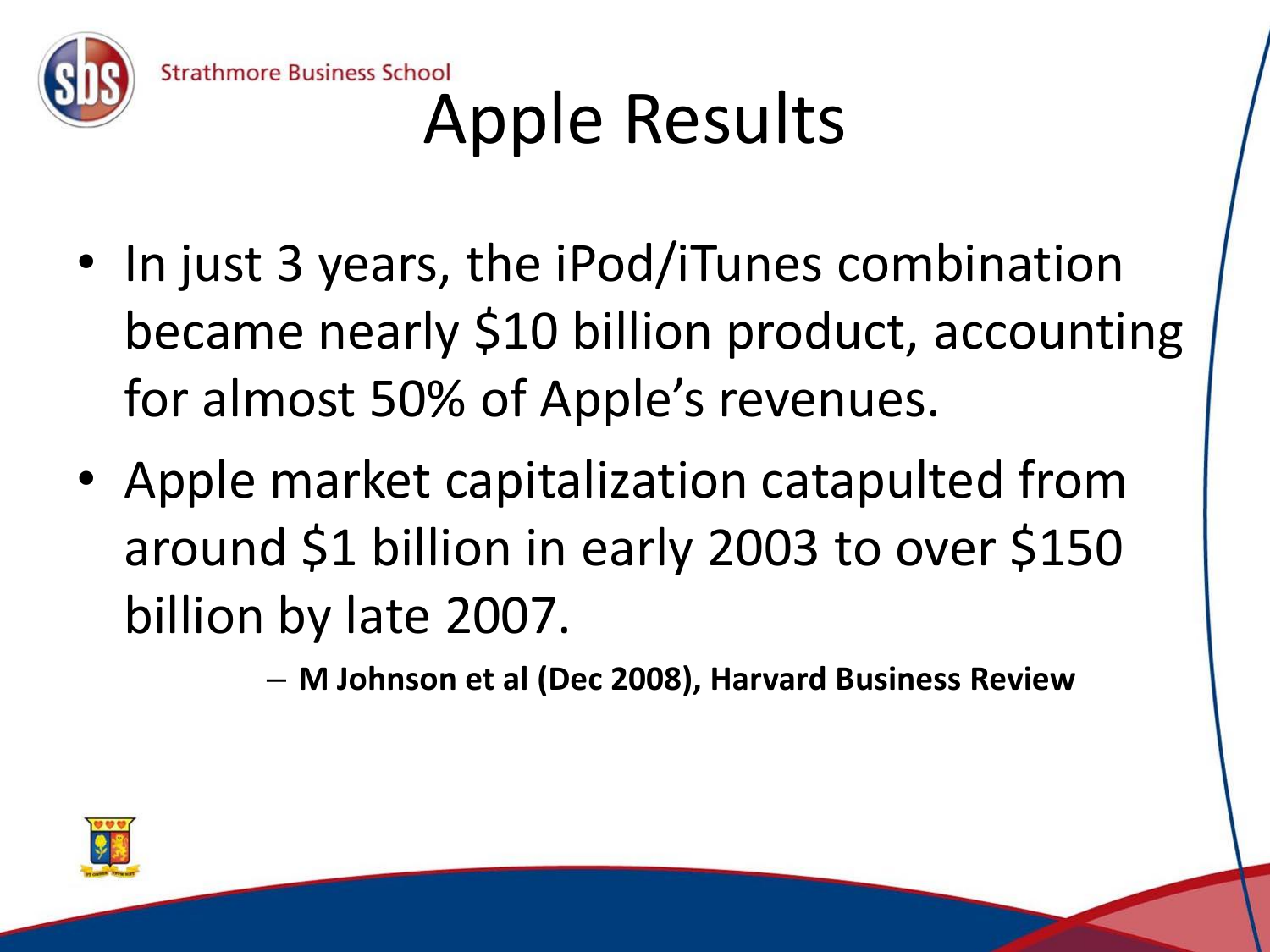# Apple Results

- In just 3 years, the iPod/iTunes combination became nearly $10 billion product, accounting for almost 50% of Apple's revenues.
- Apple market capitalization catapulted from around $1 billion in early 2003 to over $150 billion by late 2007.
  - **M Johnson et al (Dec 2008), Harvard Business Review**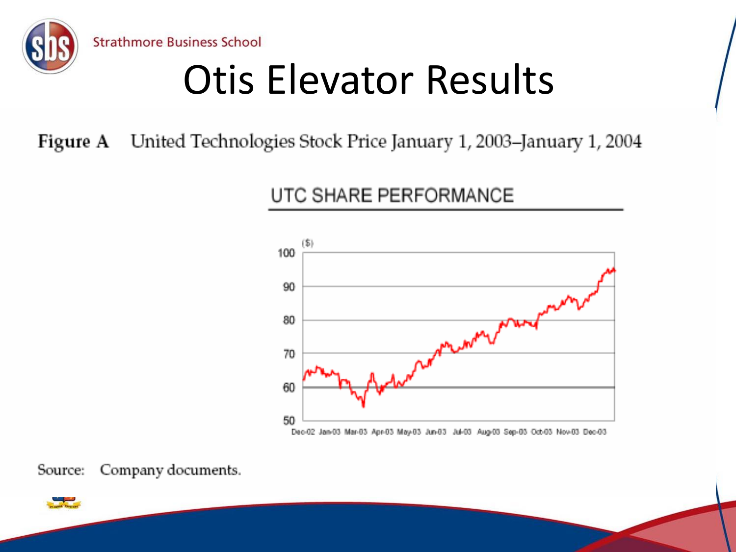# Otis Elevator Results

**Figure A** United Technologies Stock Price January 1, 2003–January 1, 2004

UTC SHARE PERFORMANCE

Source: Company documents.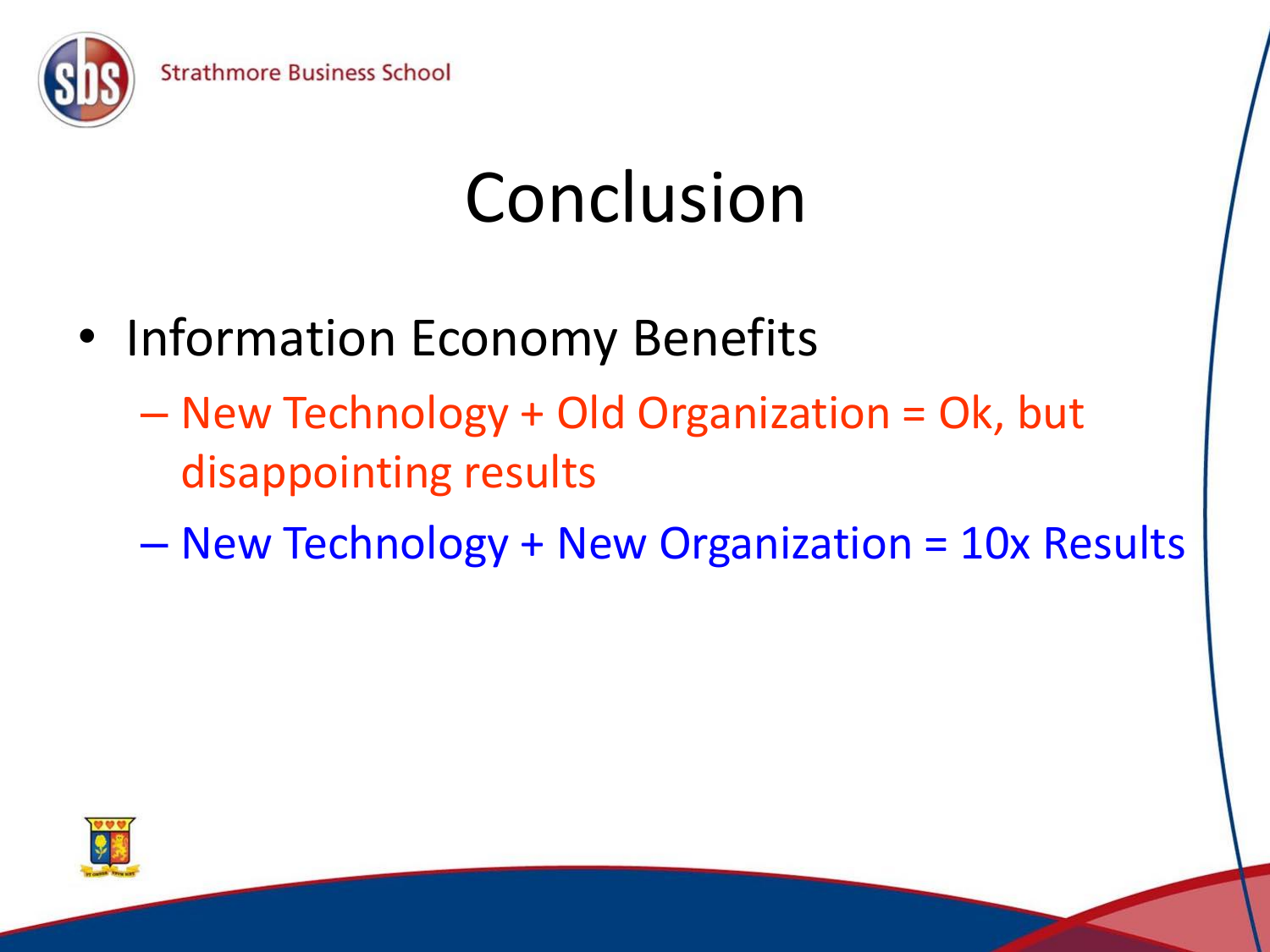# Conclusion

- Information Economy Benefits
  - New Technology + Old Organization = Ok, but disappointing results
  - New Technology + New Organization = 10x Results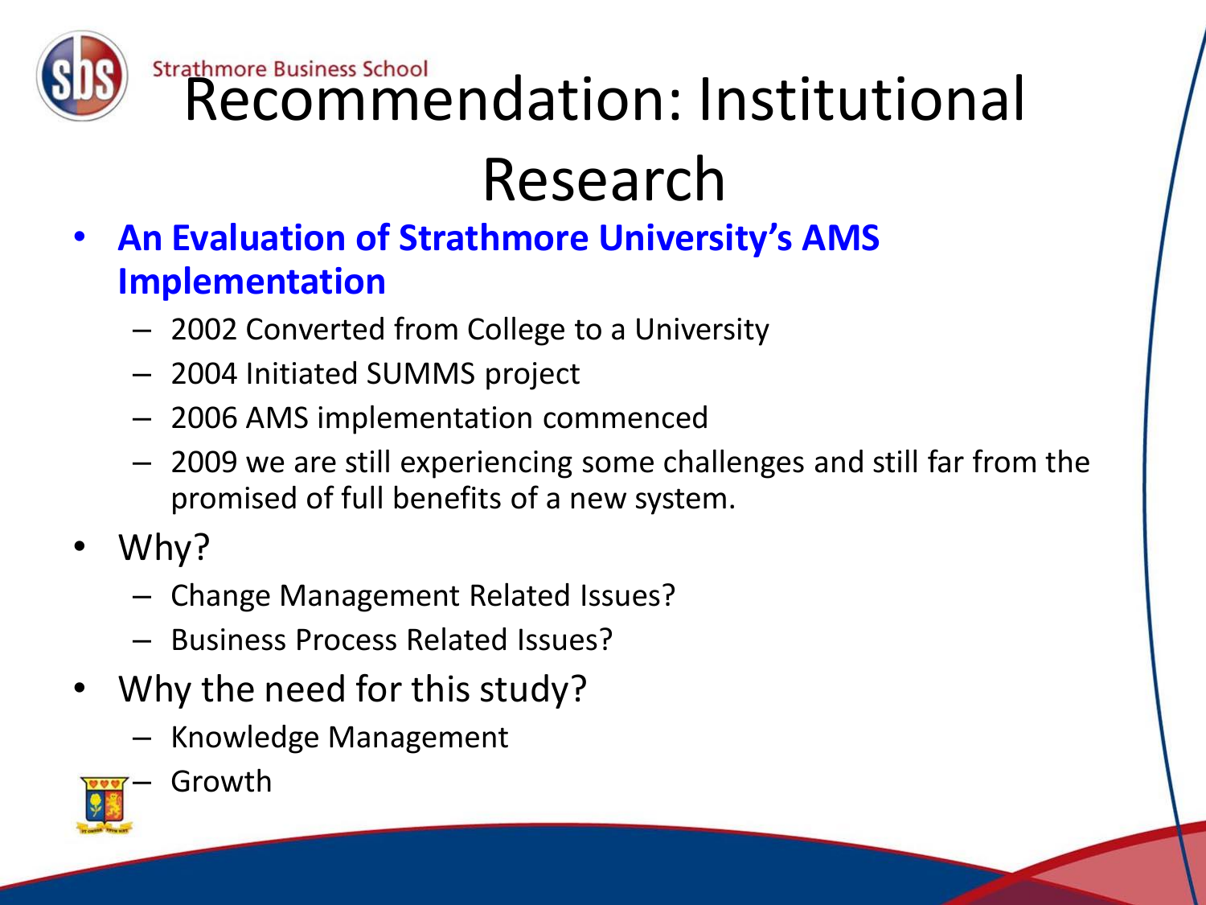# Recommendation: Institutional Research

- **An Evaluation of Strathmore University's AMS Implementation**
  - 2002 Converted from College to a University
  - 2004 Initiated SUMMS project
  - 2006 AMS implementation commenced
  - 2009 we are still experiencing some challenges and still far from the promised of full benefits of a new system.
- Why?
  - Change Management Related Issues?
  - Business Process Related Issues?
- Why the need for this study?
  - Knowledge Management
  - Growth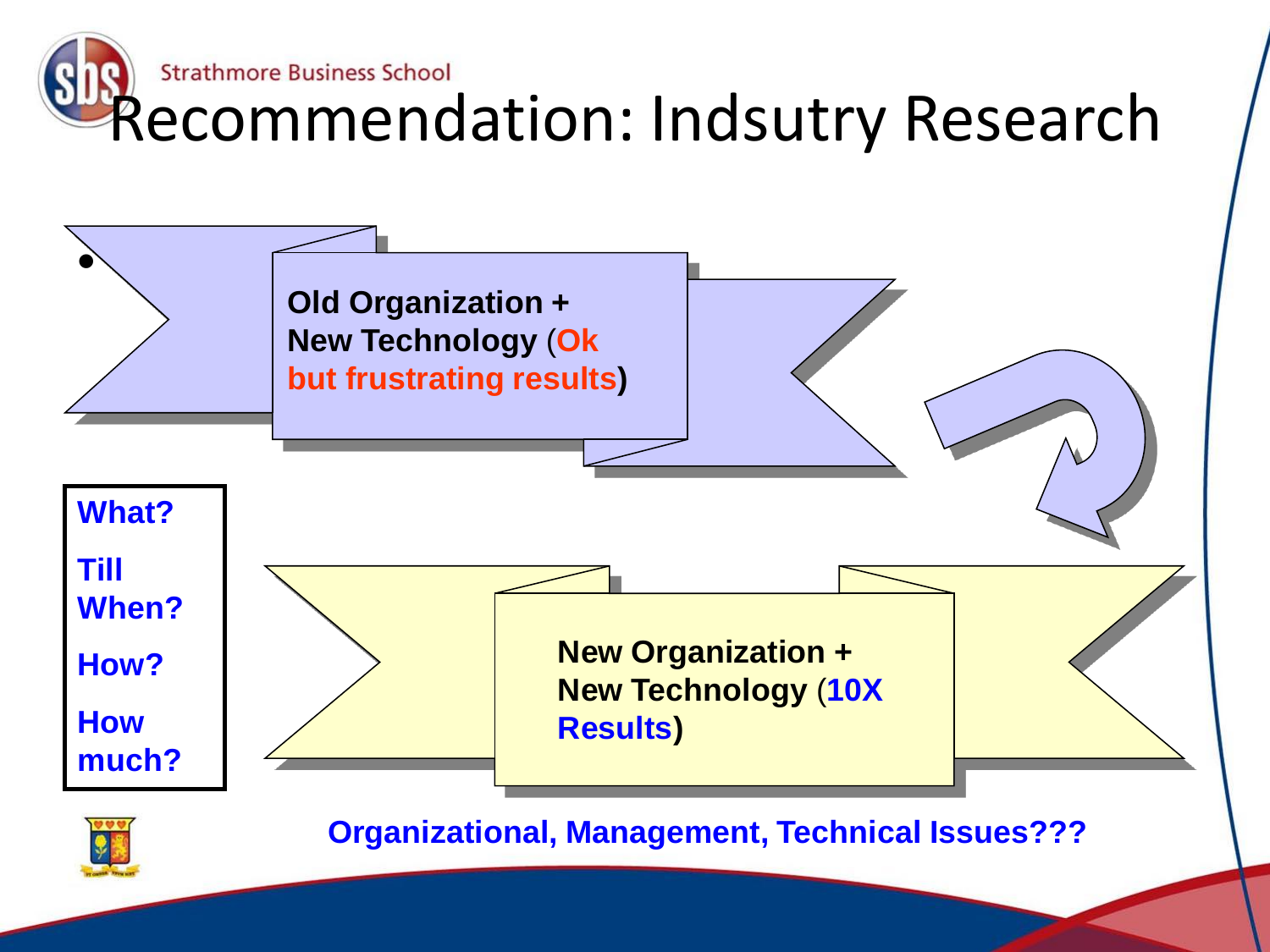# Recommendation: Indsutry Research

**Old Organization + New Technology (Ok but frustrating results)**

**New Organization + New Technology (10X Results)**

**What?**

**Till When?**

**How?**

**How much?**

**Organizational, Management, Technical Issues???**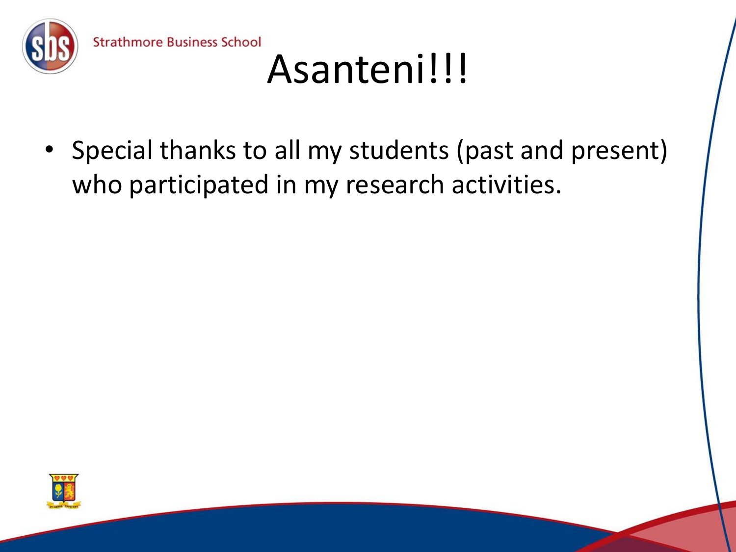# Asanteni!!!

- Special thanks to all my students (past and present) who participated in my research activities.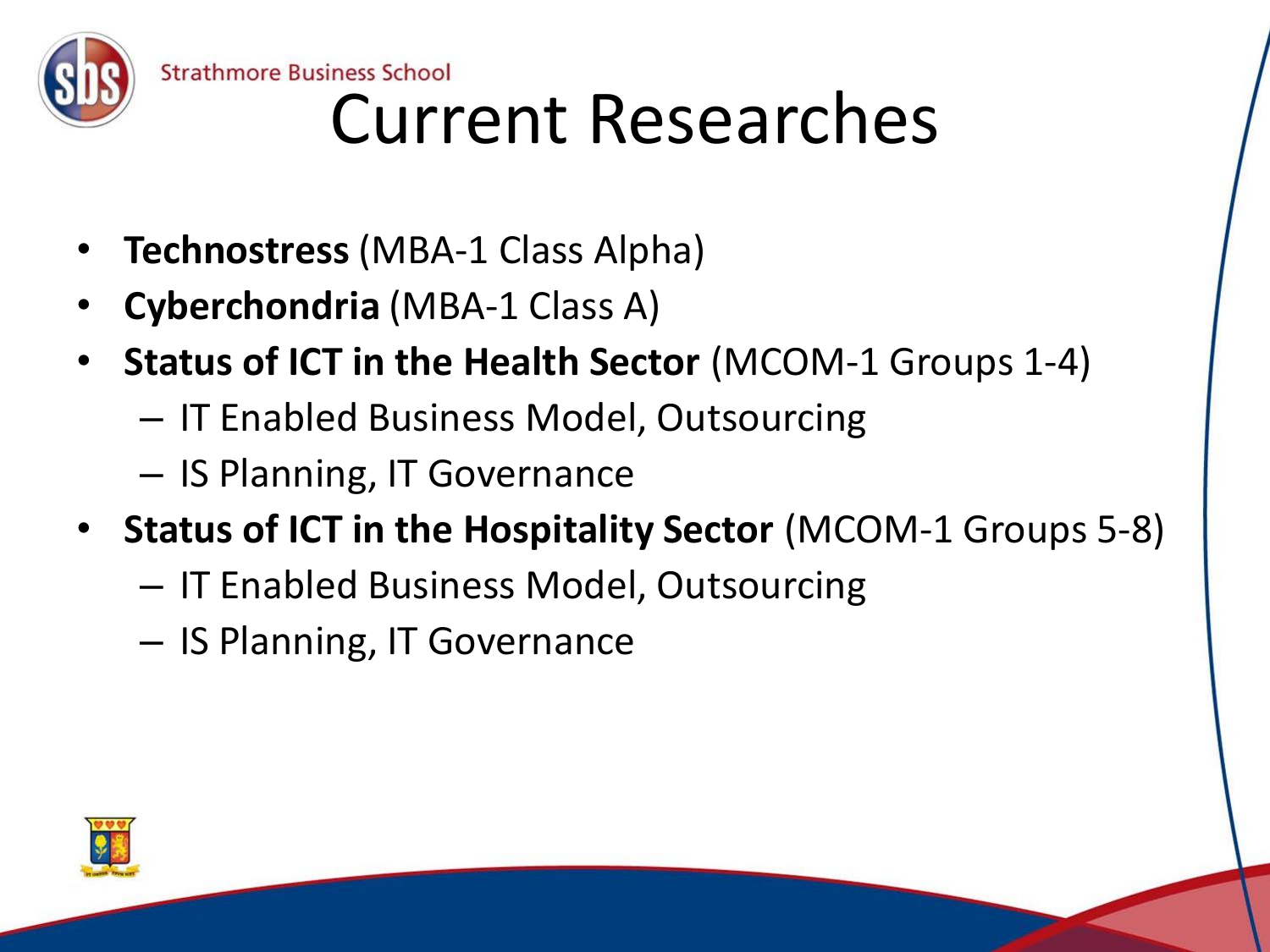# Current Researches

- **Technostress** (MBA-1 Class Alpha)
- **Cyberchondria** (MBA-1 Class A)
- **Status of ICT in the Health Sector** (MCOM-1 Groups 1-4)
  - IT Enabled Business Model, Outsourcing
  - IS Planning, IT Governance
- **Status of ICT in the Hospitality Sector** (MCOM-1 Groups 5-8)
  - IT Enabled Business Model, Outsourcing
  - IS Planning, IT Governance